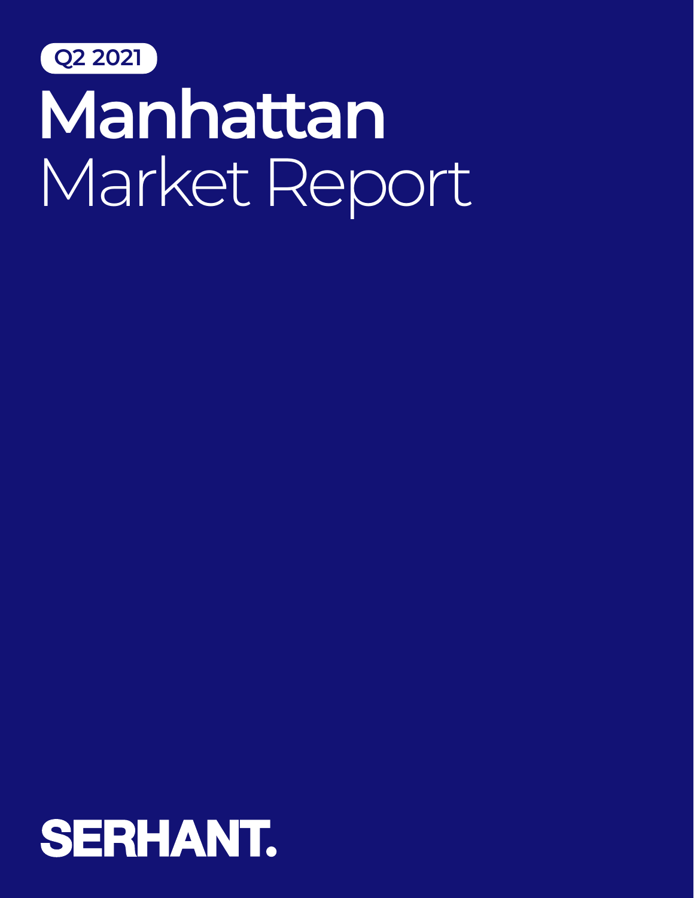Q2 2021

# Manhattan
Market Report

SERHANT.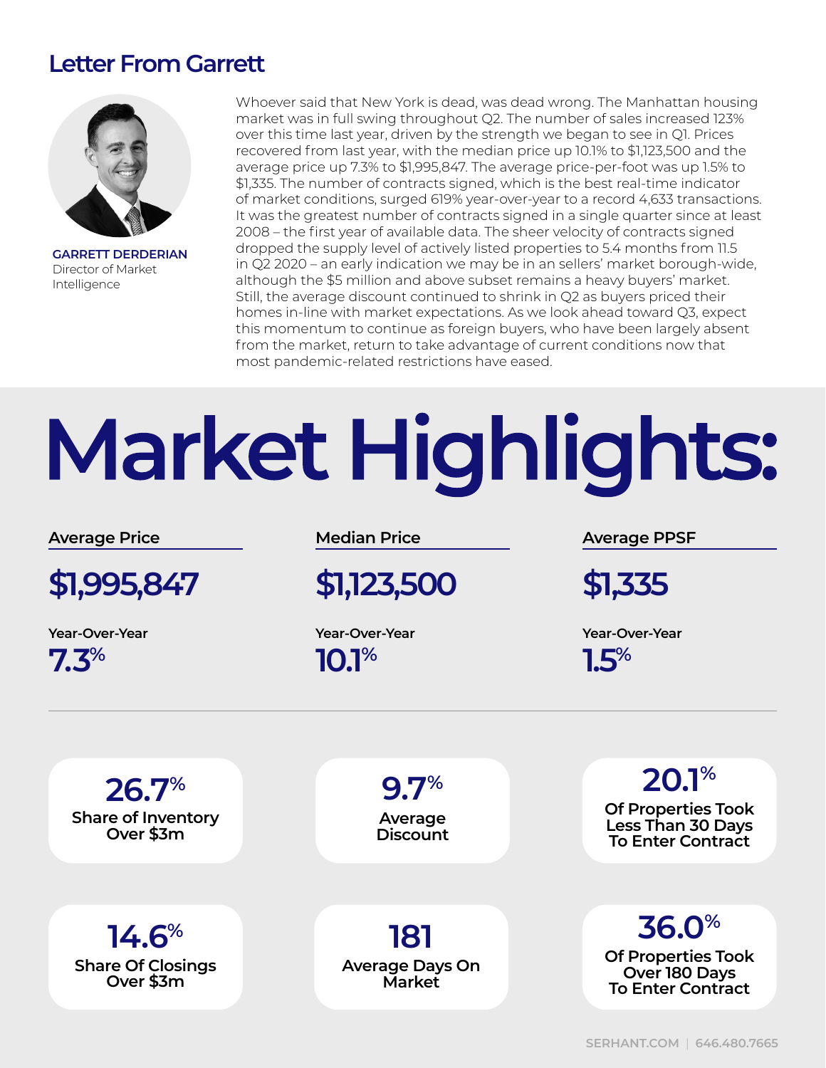## Letter From Garrett

**GARRETT DERDERIAN**
Director of Market Intelligence

Whoever said that New York is dead, was dead wrong. The Manhattan housing market was in full swing throughout Q2. The number of sales increased 123% over this time last year, driven by the strength we began to see in Q1. Prices recovered from last year, with the median price up 10.1% to $1,123,500 and the average price up 7.3% to $1,995,847. The average price-per-foot was up 1.5% to $1,335. The number of contracts signed, which is the best real-time indicator of market conditions, surged 619% year-over-year to a record 4,633 transactions. It was the greatest number of contracts signed in a single quarter since at least 2008 – the first year of available data. The sheer velocity of contracts signed dropped the supply level of actively listed properties to 5.4 months from 11.5 in Q2 2020 – an early indication we may be in an sellers' market borough-wide, although the $5 million and above subset remains a heavy buyers' market. Still, the average discount continued to shrink in Q2 as buyers priced their homes in-line with market expectations. As we look ahead toward Q3, expect this momentum to continue as foreign buyers, who have been largely absent from the market, return to take advantage of current conditions now that most pandemic-related restrictions have eased.

# Market Highlights:

**Average Price**

**$1,995,847**

Year-Over-Year
**7.3%**

**Median Price**

**$1,123,500**

Year-Over-Year
**10.1%**

**Average PPSF**

**$1,335**

Year-Over-Year
**1.5%**

**26.7%**
Share of Inventory Over $3m

**9.7%**
Average Discount

**20.1%**
Of Properties Took Less Than 30 Days To Enter Contract

**14.6%**
Share Of Closings Over $3m

**181**
Average Days On Market

**36.0%**
Of Properties Took Over 180 Days To Enter Contract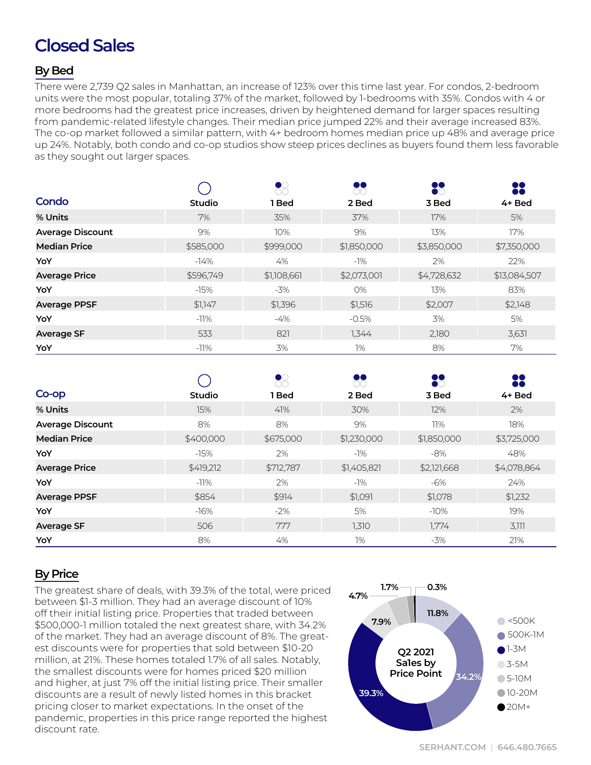# Closed Sales

## By Bed

There were 2,739 Q2 sales in Manhattan, an increase of 123% over this time last year. For condos, 2-bedroom units were the most popular, totaling 37% of the market, followed by 1-bedrooms with 35%. Condos with 4 or more bedrooms had the greatest price increases, driven by heightened demand for larger spaces resulting from pandemic-related lifestyle changes. Their median price jumped 22% and their average increased 83%. The co-op market followed a similar pattern, with 4+ bedroom homes median price up 48% and average price up 24%. Notably, both condo and co-op studios show steep prices declines as buyers found them less favorable as they sought out larger spaces.

| Condo | Studio | 1 Bed | 2 Bed | 3 Bed | 4+ Bed |
|---|---|---|---|---|---|
| % Units | 7% | 35% | 37% | 17% | 5% |
| Average Discount | 9% | 10% | 9% | 13% | 17% |
| Median Price | $585,000 | $999,000 | $1,850,000 | $3,850,000 | $7,350,000 |
| YoY | -14% | 4% | -1% | 2% | 22% |
| Average Price | $596,749 | $1,108,661 | $2,073,001 | $4,728,632 | $13,084,507 |
| YoY | -15% | -3% | 0% | 13% | 83% |
| Average PPSF | $1,147 | $1,396 | $1,516 | $2,007 | $2,148 |
| YoY | -11% | -4% | -0.5% | 3% | 5% |
| Average SF | 533 | 821 | 1,344 | 2,180 | 3,631 |
| YoY | -11% | 3% | 1% | 8% | 7% |

| Co-op | Studio | 1 Bed | 2 Bed | 3 Bed | 4+ Bed |
|---|---|---|---|---|---|
| % Units | 15% | 41% | 30% | 12% | 2% |
| Average Discount | 8% | 8% | 9% | 11% | 18% |
| Median Price | $400,000 | $675,000 | $1,230,000 | $1,850,000 | $3,725,000 |
| YoY | -15% | 2% | -1% | -8% | 48% |
| Average Price | $419,212 | $712,787 | $1,405,821 | $2,121,668 | $4,078,864 |
| YoY | -11% | 2% | -1% | -6% | 24% |
| Average PPSF | $854 | $914 | $1,091 | $1,078 | $1,232 |
| YoY | -16% | -2% | 5% | -10% | 19% |
| Average SF | 506 | 777 | 1,310 | 1,774 | 3,111 |
| YoY | 8% | 4% | 1% | -3% | 21% |

## By Price

The greatest share of deals, with 39.3% of the total, were priced between $1-3 million. They had an average discount of 10% off their initial listing price. Properties that traded between $500,000-1 million totaled the next greatest share, with 34.2% of the market. They had an average discount of 8%. The greatest discounts were for properties that sold between $10-20 million, at 21%. These homes totaled 1.7% of all sales. Notably, the smallest discounts were for homes priced $20 million and higher, at just 7% off the initial listing price. Their smaller discounts are a result of newly listed homes in this bracket pricing closer to market expectations. In the onset of the pandemic, properties in this price range reported the highest discount rate.

**Q2 2021 Sales by Price Point**

| Price Point | Share |
|---|---|
| <500K | 11.8% |
| 500K-1M | 34.2% |
| 1-3M | 39.3% |
| 3-5M | 7.9% |
| 5-10M | 4.7% |
| 10-20M | 1.7% |
| 20M+ | 0.3% |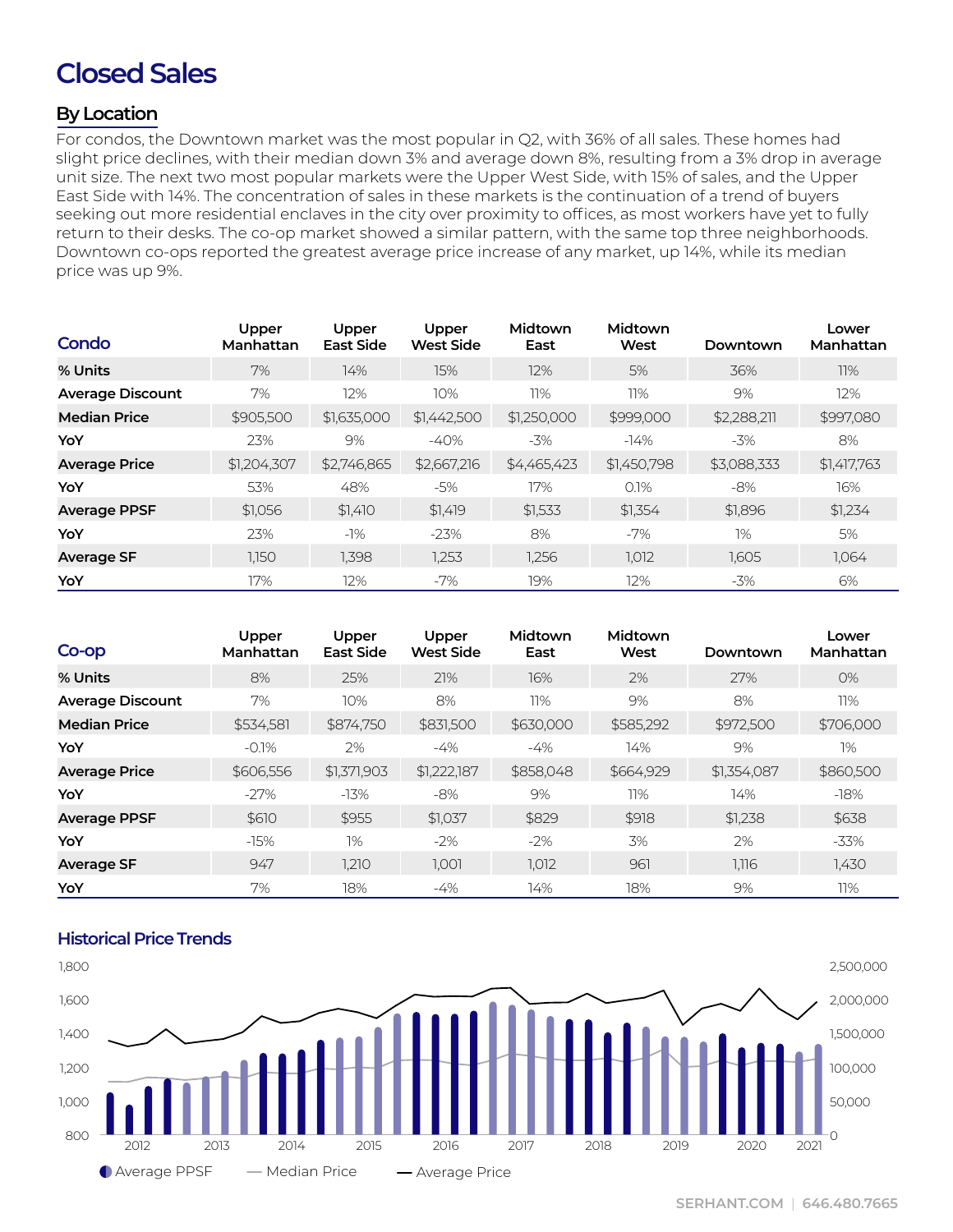# Closed Sales

## By Location

For condos, the Downtown market was the most popular in Q2, with 36% of all sales. These homes had slight price declines, with their median down 3% and average down 8%, resulting from a 3% drop in average unit size. The next two most popular markets were the Upper West Side, with 15% of sales, and the Upper East Side with 14%. The concentration of sales in these markets is the continuation of a trend of buyers seeking out more residential enclaves in the city over proximity to offices, as most workers have yet to fully return to their desks. The co-op market showed a similar pattern, with the same top three neighborhoods. Downtown co-ops reported the greatest average price increase of any market, up 14%, while its median price was up 9%.

| Condo | Upper Manhattan | Upper East Side | Upper West Side | Midtown East | Midtown West | Downtown | Lower Manhattan |
|---|---|---|---|---|---|---|---|
| **% Units** | 7% | 14% | 15% | 12% | 5% | 36% | 11% |
| **Average Discount** | 7% | 12% | 10% | 11% | 11% | 9% | 12% |
| **Median Price** | $905,500 | $1,635,000 | $1,442,500 | $1,250,000 | $999,000 | $2,288,211 | $997,080 |
| **YoY** | 23% | 9% | -40% | -3% | -14% | -3% | 8% |
| **Average Price** | $1,204,307 | $2,746,865 | $2,667,216 | $4,465,423 | $1,450,798 | $3,088,333 | $1,417,763 |
| **YoY** | 53% | 48% | -5% | 17% | 0.1% | -8% | 16% |
| **Average PPSF** | $1,056 | $1,410 | $1,419 | $1,533 | $1,354 | $1,896 | $1,234 |
| **YoY** | 23% | -1% | -23% | 8% | -7% | 1% | 5% |
| **Average SF** | 1,150 | 1,398 | 1,253 | 1,256 | 1,012 | 1,605 | 1,064 |
| **YoY** | 17% | 12% | -7% | 19% | 12% | -3% | 6% |

| Co-op | Upper Manhattan | Upper East Side | Upper West Side | Midtown East | Midtown West | Downtown | Lower Manhattan |
|---|---|---|---|---|---|---|---|
| **% Units** | 8% | 25% | 21% | 16% | 2% | 27% | 0% |
| **Average Discount** | 7% | 10% | 8% | 11% | 9% | 8% | 11% |
| **Median Price** | $534,581 | $874,750 | $831,500 | $630,000 | $585,292 | $972,500 | $706,000 |
| **YoY** | -0.1% | 2% | -4% | -4% | 14% | 9% | 1% |
| **Average Price** | $606,556 | $1,371,903 | $1,222,187 | $858,048 | $664,929 | $1,354,087 | $860,500 |
| **YoY** | -27% | -13% | -8% | 9% | 11% | 14% | -18% |
| **Average PPSF** | $610 | $955 | $1,037 | $829 | $918 | $1,238 | $638 |
| **YoY** | -15% | 1% | -2% | -2% | 3% | 2% | -33% |
| **Average SF** | 947 | 1,210 | 1,001 | 1,012 | 961 | 1,116 | 1,430 |
| **YoY** | 7% | 18% | -4% | 14% | 18% | 9% | 11% |

### Historical Price Trends

Average PPSF — Median Price — Average Price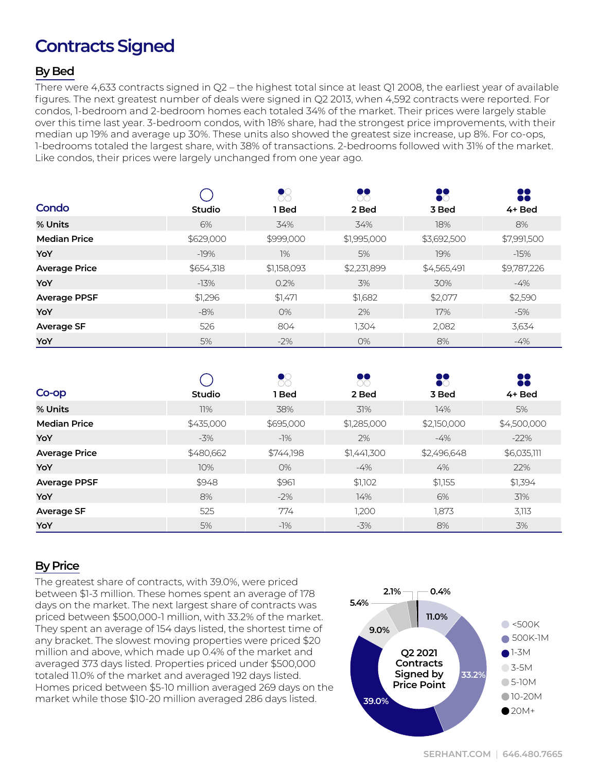# Contracts Signed

## By Bed

There were 4,633 contracts signed in Q2 – the highest total since at least Q1 2008, the earliest year of available figures. The next greatest number of deals were signed in Q2 2013, when 4,592 contracts were reported. For condos, 1-bedroom and 2-bedroom homes each totaled 34% of the market. Their prices were largely stable over this time last year. 3-bedroom condos, with 18% share, had the strongest price improvements, with their median up 19% and average up 30%. These units also showed the greatest size increase, up 8%. For co-ops, 1-bedrooms totaled the largest share, with 38% of transactions. 2-bedrooms followed with 31% of the market. Like condos, their prices were largely unchanged from one year ago.

| Condo | Studio | 1 Bed | 2 Bed | 3 Bed | 4+ Bed |
|---|---|---|---|---|---|
| % Units | 6% | 34% | 34% | 18% | 8% |
| Median Price | $629,000 | $999,000 | $1,995,000 | $3,692,500 | $7,991,500 |
| YoY | -19% | 1% | 5% | 19% | -15% |
| Average Price | $654,318 | $1,158,093 | $2,231,899 | $4,565,491 | $9,787,226 |
| YoY | -13% | 0.2% | 3% | 30% | -4% |
| Average PPSF | $1,296 | $1,471 | $1,682 | $2,077 | $2,590 |
| YoY | -8% | 0% | 2% | 17% | -5% |
| Average SF | 526 | 804 | 1,304 | 2,082 | 3,634 |
| YoY | 5% | -2% | 0% | 8% | -4% |

| Co-op | Studio | 1 Bed | 2 Bed | 3 Bed | 4+ Bed |
|---|---|---|---|---|---|
| % Units | 11% | 38% | 31% | 14% | 5% |
| Median Price | $435,000 | $695,000 | $1,285,000 | $2,150,000 | $4,500,000 |
| YoY | -3% | -1% | 2% | -4% | -22% |
| Average Price | $480,662 | $744,198 | $1,441,300 | $2,496,648 | $6,035,111 |
| YoY | 10% | 0% | -4% | 4% | 22% |
| Average PPSF | $948 | $961 | $1,102 | $1,155 | $1,394 |
| YoY | 8% | -2% | 14% | 6% | 31% |
| Average SF | 525 | 774 | 1,200 | 1,873 | 3,113 |
| YoY | 5% | -1% | -3% | 8% | 3% |

## By Price

The greatest share of contracts, with 39.0%, were priced between $1-3 million. These homes spent an average of 178 days on the market. The next largest share of contracts was priced between $500,000-1 million, with 33.2% of the market. They spent an average of 154 days listed, the shortest time of any bracket. The slowest moving properties were priced $20 million and above, which made up 0.4% of the market and averaged 373 days listed. Properties priced under $500,000 totaled 11.0% of the market and averaged 192 days listed. Homes priced between $5-10 million averaged 269 days on the market while those $10-20 million averaged 286 days listed.

Q2 2021 Contracts Signed by Price Point

| Price Point | Share |
|---|---|
| <500K | 11.0% |
| 500K-1M | 33.2% |
| 1-3M | 39.0% |
| 3-5M | 9.0% |
| 5-10M | 5.4% |
| 10-20M | 2.1% |
| 20M+ | 0.4% |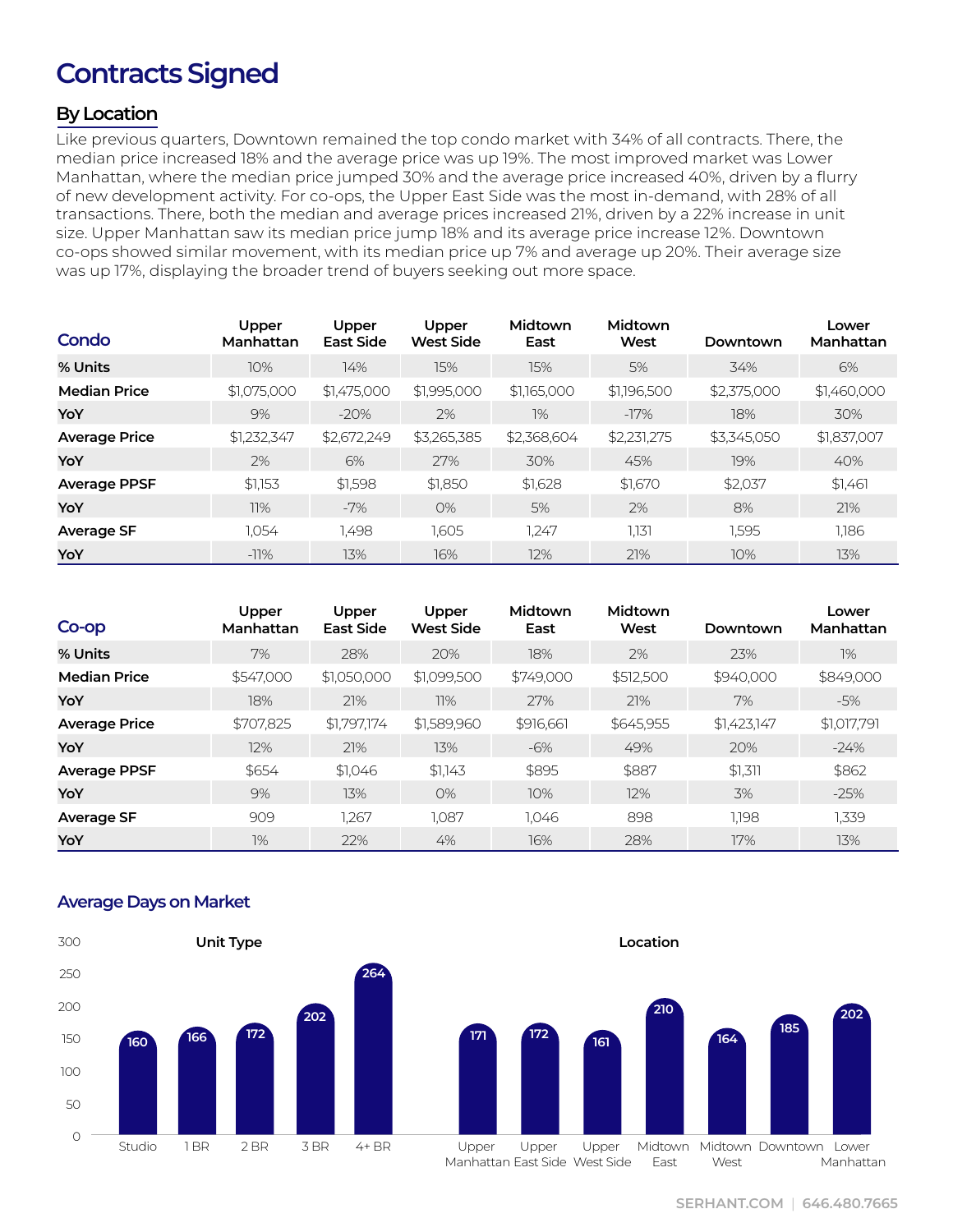# Contracts Signed

## By Location

Like previous quarters, Downtown remained the top condo market with 34% of all contracts. There, the median price increased 18% and the average price was up 19%. The most improved market was Lower Manhattan, where the median price jumped 30% and the average price increased 40%, driven by a flurry of new development activity. For co-ops, the Upper East Side was the most in-demand, with 28% of all transactions. There, both the median and average prices increased 21%, driven by a 22% increase in unit size. Upper Manhattan saw its median price jump 18% and its average price increase 12%. Downtown co-ops showed similar movement, with its median price up 7% and average up 20%. Their average size was up 17%, displaying the broader trend of buyers seeking out more space.

| Condo | Upper Manhattan | Upper East Side | Upper West Side | Midtown East | Midtown West | Downtown | Lower Manhattan |
|---|---|---|---|---|---|---|---|
| **% Units** | 10% | 14% | 15% | 15% | 5% | 34% | 6% |
| **Median Price** | $1,075,000 | $1,475,000 | $1,995,000 | $1,165,000 | $1,196,500 | $2,375,000 | $1,460,000 |
| **YoY** | 9% | -20% | 2% | 1% | -17% | 18% | 30% |
| **Average Price** | $1,232,347 | $2,672,249 | $3,265,385 | $2,368,604 | $2,231,275 | $3,345,050 | $1,837,007 |
| **YoY** | 2% | 6% | 27% | 30% | 45% | 19% | 40% |
| **Average PPSF** | $1,153 | $1,598 | $1,850 | $1,628 | $1,670 | $2,037 | $1,461 |
| **YoY** | 11% | -7% | 0% | 5% | 2% | 8% | 21% |
| **Average SF** | 1,054 | 1,498 | 1,605 | 1,247 | 1,131 | 1,595 | 1,186 |
| **YoY** | -11% | 13% | 16% | 12% | 21% | 10% | 13% |

| Co-op | Upper Manhattan | Upper East Side | Upper West Side | Midtown East | Midtown West | Downtown | Lower Manhattan |
|---|---|---|---|---|---|---|---|
| **% Units** | 7% | 28% | 20% | 18% | 2% | 23% | 1% |
| **Median Price** | $547,000 | $1,050,000 | $1,099,500 | $749,000 | $512,500 | $940,000 | $849,000 |
| **YoY** | 18% | 21% | 11% | 27% | 21% | 7% | -5% |
| **Average Price** | $707,825 | $1,797,174 | $1,589,960 | $916,661 | $645,955 | $1,423,147 | $1,017,791 |
| **YoY** | 12% | 21% | 13% | -6% | 49% | 20% | -24% |
| **Average PPSF** | $654 | $1,046 | $1,143 | $895 | $887 | $1,311 | $862 |
| **YoY** | 9% | 13% | 0% | 10% | 12% | 3% | -25% |
| **Average SF** | 909 | 1,267 | 1,087 | 1,046 | 898 | 1,198 | 1,339 |
| **YoY** | 1% | 22% | 4% | 16% | 28% | 17% | 13% |

### Average Days on Market

**Unit Type**

| Studio | 1 BR | 2 BR | 3 BR | 4+ BR |
|---|---|---|---|---|
| 160 | 166 | 172 | 202 | 264 |

**Location**

| Upper Manhattan | Upper East Side | Upper West Side | Midtown East | Midtown West | Downtown | Lower Manhattan |
|---|---|---|---|---|---|---|
| 171 | 172 | 161 | 210 | 164 | 185 | 202 |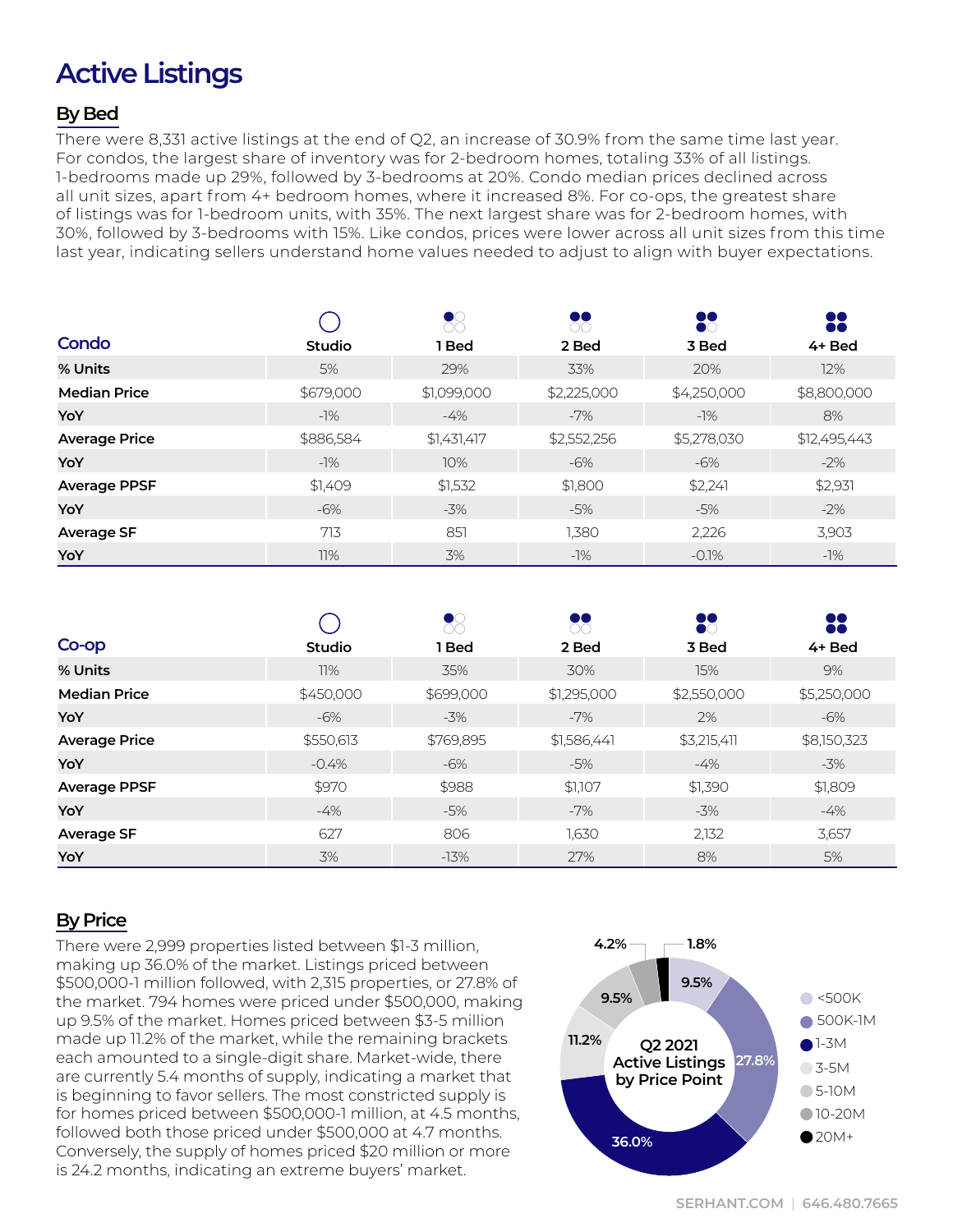# Active Listings

## By Bed

There were 8,331 active listings at the end of Q2, an increase of 30.9% from the same time last year. For condos, the largest share of inventory was for 2-bedroom homes, totaling 33% of all listings. 1-bedrooms made up 29%, followed by 3-bedrooms at 20%. Condo median prices declined across all unit sizes, apart from 4+ bedroom homes, where it increased 8%. For co-ops, the greatest share of listings was for 1-bedroom units, with 35%. The next largest share was for 2-bedroom homes, with 30%, followed by 3-bedrooms with 15%. Like condos, prices were lower across all unit sizes from this time last year, indicating sellers understand home values needed to adjust to align with buyer expectations.

| Condo | Studio | 1 Bed | 2 Bed | 3 Bed | 4+ Bed |
|---|---|---|---|---|---|
| % Units | 5% | 29% | 33% | 20% | 12% |
| Median Price | $679,000 | $1,099,000 | $2,225,000 | $4,250,000 | $8,800,000 |
| YoY | -1% | -4% | -7% | -1% | 8% |
| Average Price | $886,584 | $1,431,417 | $2,552,256 | $5,278,030 | $12,495,443 |
| YoY | -1% | 10% | -6% | -6% | -2% |
| Average PPSF | $1,409 | $1,532 | $1,800 | $2,241 | $2,931 |
| YoY | -6% | -3% | -5% | -5% | -2% |
| Average SF | 713 | 851 | 1,380 | 2,226 | 3,903 |
| YoY | 11% | 3% | -1% | -0.1% | -1% |

| Co-op | Studio | 1 Bed | 2 Bed | 3 Bed | 4+ Bed |
|---|---|---|---|---|---|
| % Units | 11% | 35% | 30% | 15% | 9% |
| Median Price | $450,000 | $699,000 | $1,295,000 | $2,550,000 | $5,250,000 |
| YoY | -6% | -3% | -7% | 2% | -6% |
| Average Price | $550,613 | $769,895 | $1,586,441 | $3,215,411 | $8,150,323 |
| YoY | -0.4% | -6% | -5% | -4% | -3% |
| Average PPSF | $970 | $988 | $1,107 | $1,390 | $1,809 |
| YoY | -4% | -5% | -7% | -3% | -4% |
| Average SF | 627 | 806 | 1,630 | 2,132 | 3,657 |
| YoY | 3% | -13% | 27% | 8% | 5% |

## By Price

There were 2,999 properties listed between $1-3 million, making up 36.0% of the market. Listings priced between $500,000-1 million followed, with 2,315 properties, or 27.8% of the market. 794 homes were priced under $500,000, making up 9.5% of the market. Homes priced between $3-5 million made up 11.2% of the market, while the remaining brackets each amounted to a single-digit share. Market-wide, there are currently 5.4 months of supply, indicating a market that is beginning to favor sellers. The most constricted supply is for homes priced between $500,000-1 million, at 4.5 months, followed both those priced under $500,000 at 4.7 months. Conversely, the supply of homes priced $20 million or more is 24.2 months, indicating an extreme buyers' market.

Q2 2021 Active Listings by Price Point

| Price Point | Share |
|---|---|
| <500K | 9.5% |
| 500K-1M | 27.8% |
| 1-3M | 36.0% |
| 3-5M | 11.2% |
| 5-10M | 9.5% |
| 10-20M | 4.2% |
| 20M+ | 1.8% |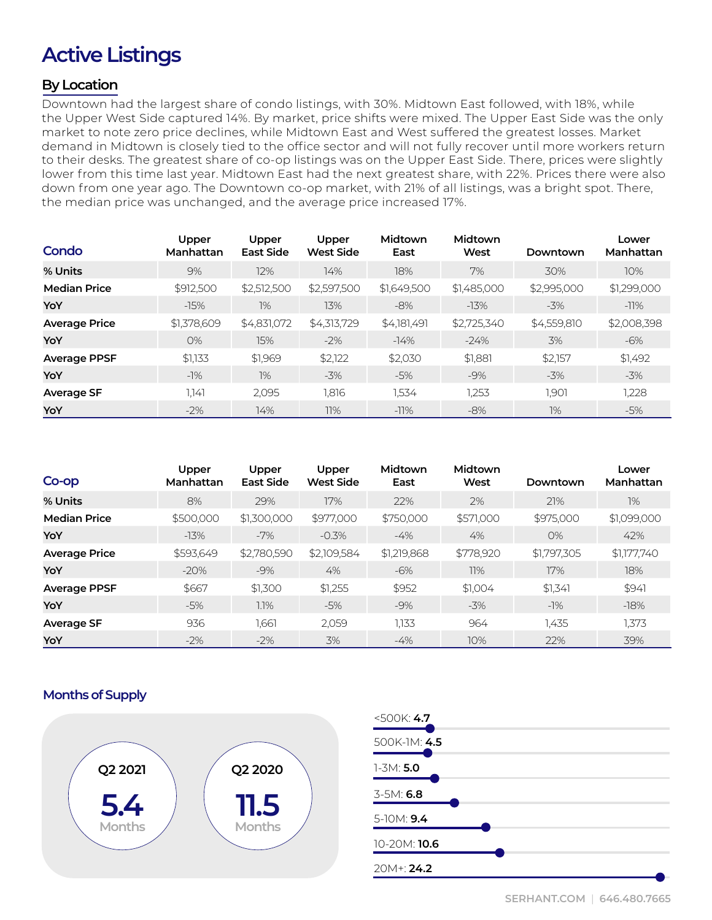# Active Listings

## By Location

Downtown had the largest share of condo listings, with 30%. Midtown East followed, with 18%, while the Upper West Side captured 14%. By market, price shifts were mixed. The Upper East Side was the only market to note zero price declines, while Midtown East and West suffered the greatest losses. Market demand in Midtown is closely tied to the office sector and will not fully recover until more workers return to their desks. The greatest share of co-op listings was on the Upper East Side. There, prices were slightly lower from this time last year. Midtown East had the next greatest share, with 22%. Prices there were also down from one year ago. The Downtown co-op market, with 21% of all listings, was a bright spot. There, the median price was unchanged, and the average price increased 17%.

| Condo | Upper Manhattan | Upper East Side | Upper West Side | Midtown East | Midtown West | Downtown | Lower Manhattan |
|---|---|---|---|---|---|---|---|
| % Units | 9% | 12% | 14% | 18% | 7% | 30% | 10% |
| Median Price | $912,500 | $2,512,500 | $2,597,500 | $1,649,500 | $1,485,000 | $2,995,000 | $1,299,000 |
| YoY | -15% | 1% | 13% | -8% | -13% | -3% | -11% |
| Average Price | $1,378,609 | $4,831,072 | $4,313,729 | $4,181,491 | $2,725,340 | $4,559,810 | $2,008,398 |
| YoY | 0% | 15% | -2% | -14% | -24% | 3% | -6% |
| Average PPSF | $1,133 | $1,969 | $2,122 | $2,030 | $1,881 | $2,157 | $1,492 |
| YoY | -1% | 1% | -3% | -5% | -9% | -3% | -3% |
| Average SF | 1,141 | 2,095 | 1,816 | 1,534 | 1,253 | 1,901 | 1,228 |
| YoY | -2% | 14% | 11% | -11% | -8% | 1% | -5% |

| Co-op | Upper Manhattan | Upper East Side | Upper West Side | Midtown East | Midtown West | Downtown | Lower Manhattan |
|---|---|---|---|---|---|---|---|
| % Units | 8% | 29% | 17% | 22% | 2% | 21% | 1% |
| Median Price | $500,000 | $1,300,000 | $977,000 | $750,000 | $571,000 | $975,000 | $1,099,000 |
| YoY | -13% | -7% | -0.3% | -4% | 4% | 0% | 42% |
| Average Price | $593,649 | $2,780,590 | $2,109,584 | $1,219,868 | $778,920 | $1,797,305 | $1,177,740 |
| YoY | -20% | -9% | 4% | -6% | 11% | 17% | 18% |
| Average PPSF | $667 | $1,300 | $1,255 | $952 | $1,004 | $1,341 | $941 |
| YoY | -5% | 1.1% | -5% | -9% | -3% | -1% | -18% |
| Average SF | 936 | 1,661 | 2,059 | 1,133 | 964 | 1,435 | 1,373 |
| YoY | -2% | -2% | 3% | -4% | 10% | 22% | 39% |

### Months of Supply

Q2 2021: **5.4** Months

Q2 2020: **11.5** Months

- <500K: **4.7**
- 500K-1M: **4.5**
- 1-3M: **5.0**
- 3-5M: **6.8**
- 5-10M: **9.4**
- 10-20M: **10.6**
- 20M+: **24.2**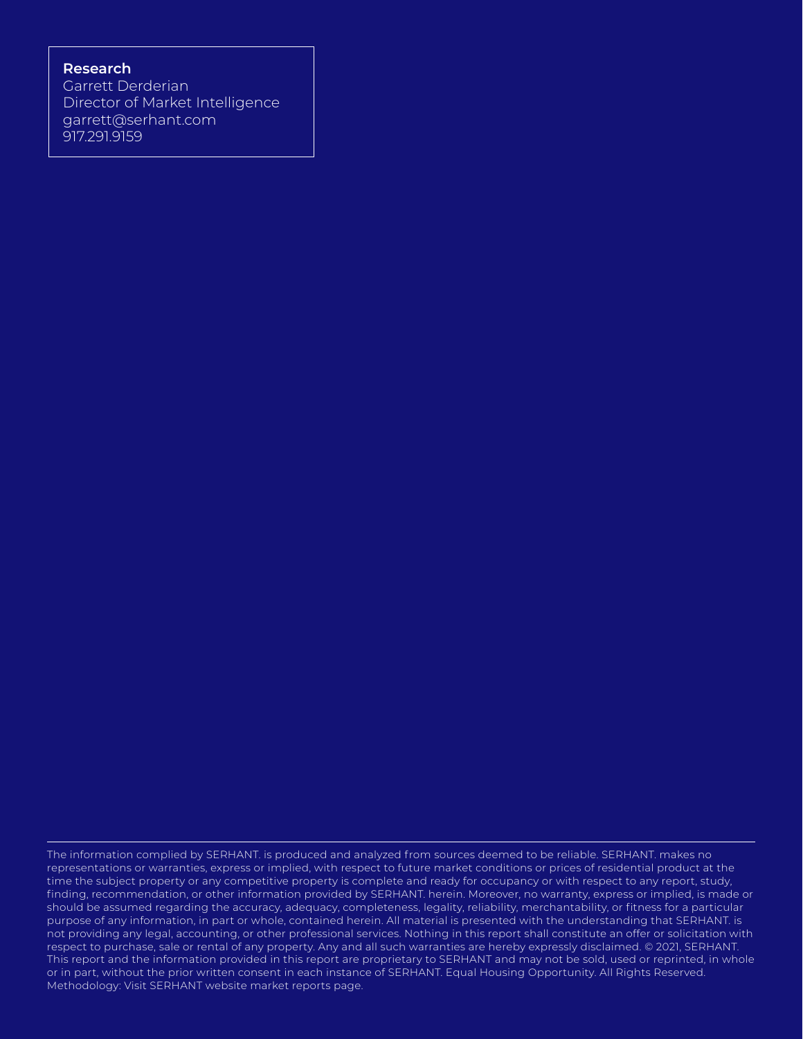**Research**

Garrett Derderian
Director of Market Intelligence
garrett@serhant.com
917.291.9159

---

The information complied by SERHANT. is produced and analyzed from sources deemed to be reliable. SERHANT. makes no representations or warranties, express or implied, with respect to future market conditions or prices of residential product at the time the subject property or any competitive property is complete and ready for occupancy or with respect to any report, study, finding, recommendation, or other information provided by SERHANT. herein. Moreover, no warranty, express or implied, is made or should be assumed regarding the accuracy, adequacy, completeness, legality, reliability, merchantability, or fitness for a particular purpose of any information, in part or whole, contained herein. All material is presented with the understanding that SERHANT. is not providing any legal, accounting, or other professional services. Nothing in this report shall constitute an offer or solicitation with respect to purchase, sale or rental of any property. Any and all such warranties are hereby expressly disclaimed. © 2021, SERHANT. This report and the information provided in this report are proprietary to SERHANT and may not be sold, used or reprinted, in whole or in part, without the prior written consent in each instance of SERHANT. Equal Housing Opportunity. All Rights Reserved. Methodology: Visit SERHANT website market reports page.